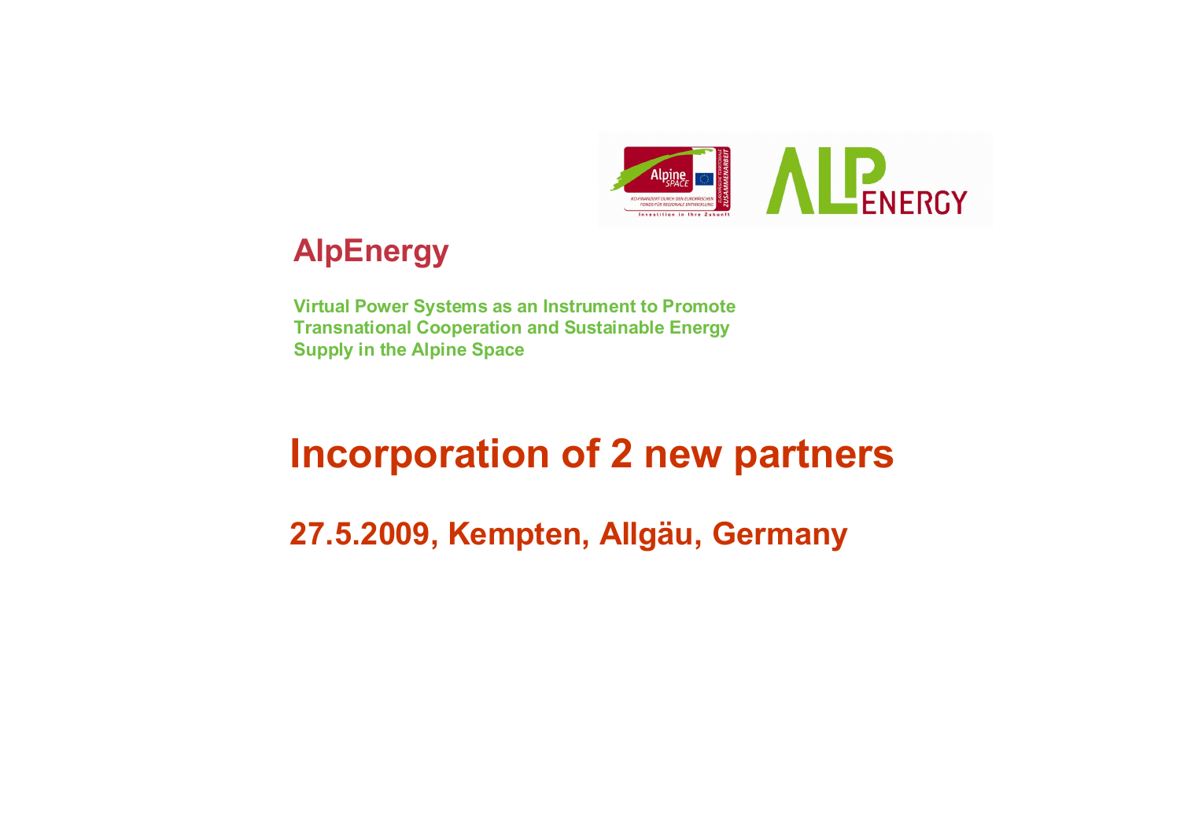## AlpEnergy

**Virtual Power Systems as an Instrument to Promote Transnational Cooperation and Sustainable Energy Supply in the Alpine Space**

# Incorporation of 2 new partners

## 27.5.2009, Kempten, Allgäu, Germany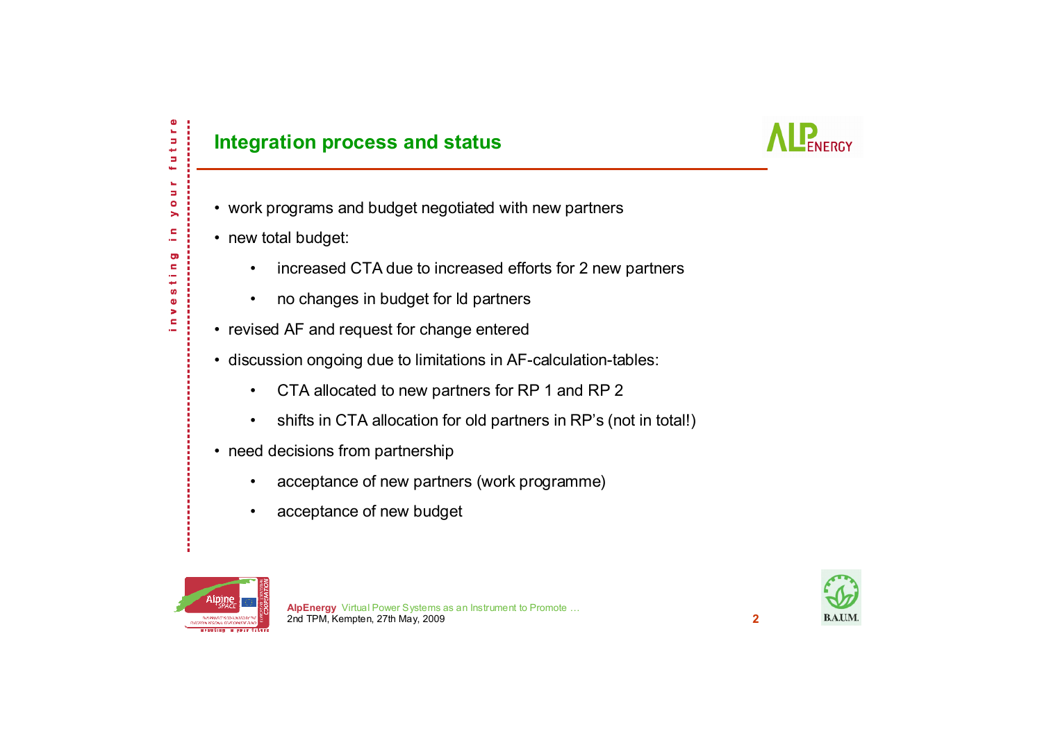## Integration process and status

- work programs and budget negotiated with new partners
- new total budget:
  - increased CTA due to increased efforts for 2 new partners
  - no changes in budget for ld partners
- revised AF and request for change entered
- discussion ongoing due to limitations in AF-calculation-tables:
  - CTA allocated to new partners for RP 1 and RP 2
  - shifts in CTA allocation for old partners in RP's (not in total!)
- need decisions from partnership
  - acceptance of new partners (work programme)
  - acceptance of new budget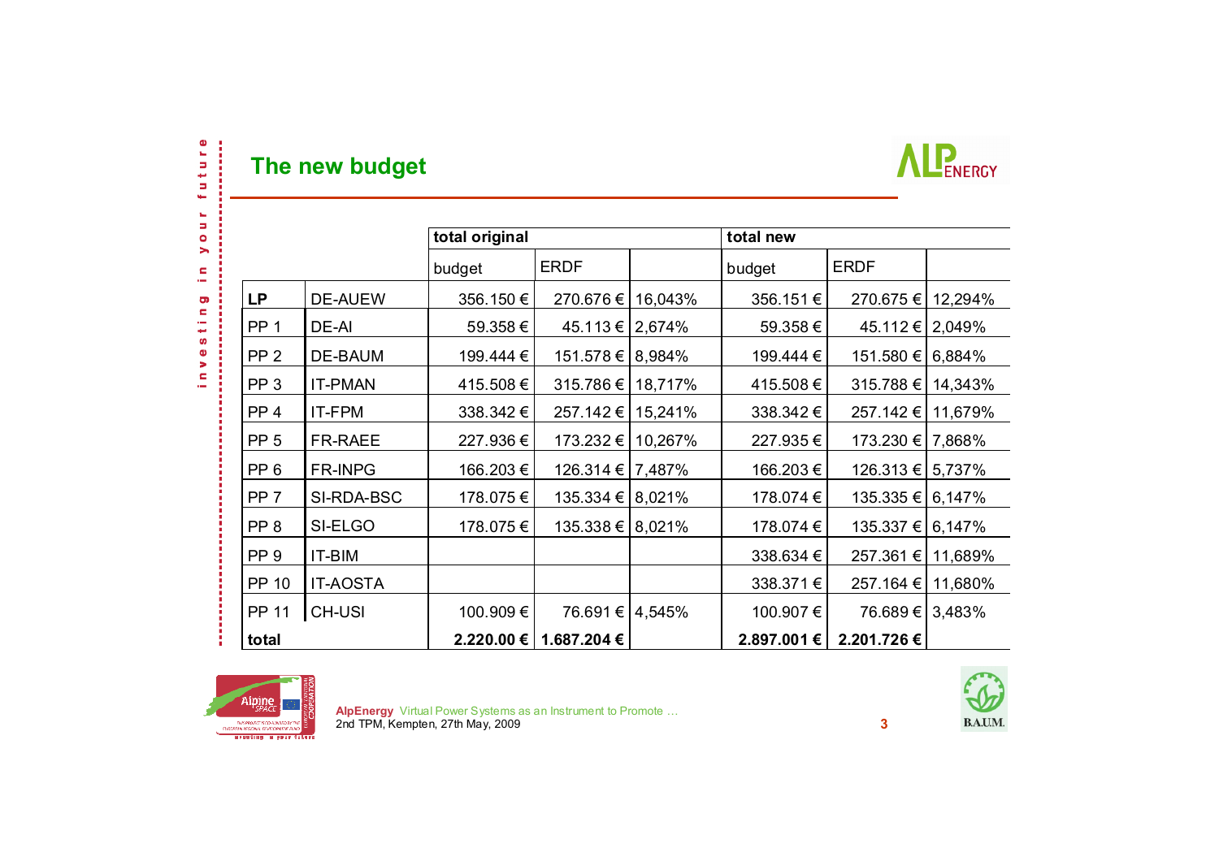## The new budget

| | | total original | | | total new | | |
|---|---|---|---|---|---|---|---|
| | | budget | ERDF | | budget | ERDF | |
| **LP** | DE-AUEW | 356.150 € | 270.676 € | 16,043% | 356.151 € | 270.675 € | 12,294% |
| PP 1 | DE-AI | 59.358 € | 45.113 € | 2,674% | 59.358 € | 45.112 € | 2,049% |
| PP 2 | DE-BAUM | 199.444 € | 151.578 € | 8,984% | 199.444 € | 151.580 € | 6,884% |
| PP 3 | IT-PMAN | 415.508 € | 315.786 € | 18,717% | 415.508 € | 315.788 € | 14,343% |
| PP 4 | IT-FPM | 338.342 € | 257.142 € | 15,241% | 338.342 € | 257.142 € | 11,679% |
| PP 5 | FR-RAEE | 227.936 € | 173.232 € | 10,267% | 227.935 € | 173.230 € | 7,868% |
| PP 6 | FR-INPG | 166.203 € | 126.314 € | 7,487% | 166.203 € | 126.313 € | 5,737% |
| PP 7 | SI-RDA-BSC | 178.075 € | 135.334 € | 8,021% | 178.074 € | 135.335 € | 6,147% |
| PP 8 | SI-ELGO | 178.075 € | 135.338 € | 8,021% | 178.074 € | 135.337 € | 6,147% |
| PP 9 | IT-BIM | | | | 338.634 € | 257.361 € | 11,689% |
| PP 10 | IT-AOSTA | | | | 338.371 € | 257.164 € | 11,680% |
| PP 11 | CH-USI | 100.909 € | 76.691 € | 4,545% | 100.907 € | 76.689 € | 3,483% |
| **total** | | **2.220.00 €** | **1.687.204 €** | | **2.897.001 €** | **2.201.726 €** | |

**AlpEnergy** Virtual Power Systems as an Instrument to Promote …
2nd TPM, Kempten, 27th May, 2009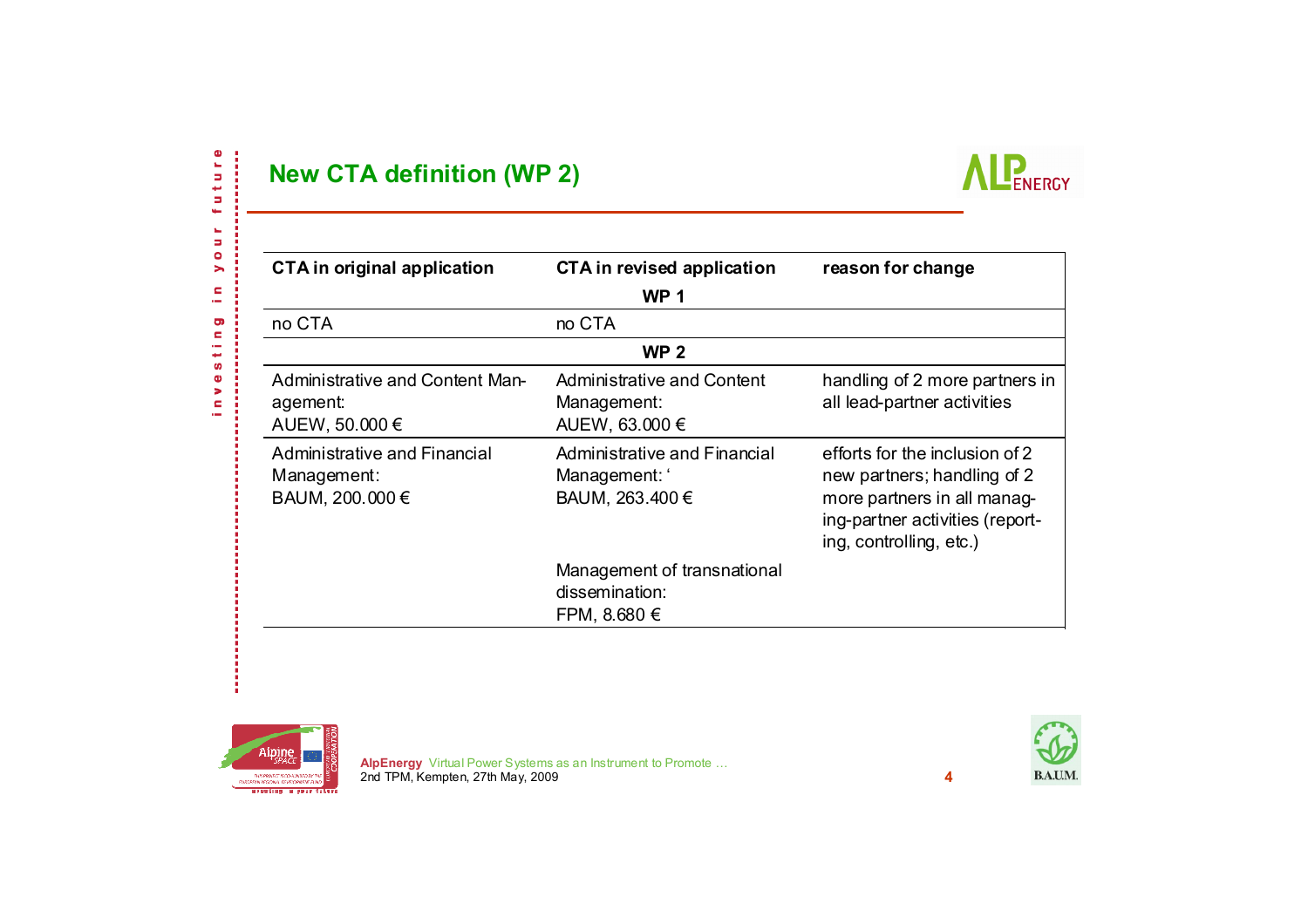## New CTA definition (WP 2)

| CTA in original application | CTA in revised application | reason for change |
|---|---|---|
| | **WP 1** | |
| no CTA | no CTA | |
| | **WP 2** | |
| Administrative and Content Management: AUEW, 50.000 € | Administrative and Content Management: AUEW, 63.000 € | handling of 2 more partners in all lead-partner activities |
| Administrative and Financial Management: BAUM, 200.000 € | Administrative and Financial Management: ‘ BAUM, 263.400 € | efforts for the inclusion of 2 new partners; handling of 2 more partners in all managing-partner activities (reporting, controlling, etc.) |
| | Management of transnational dissemination: FPM, 8.680 € | |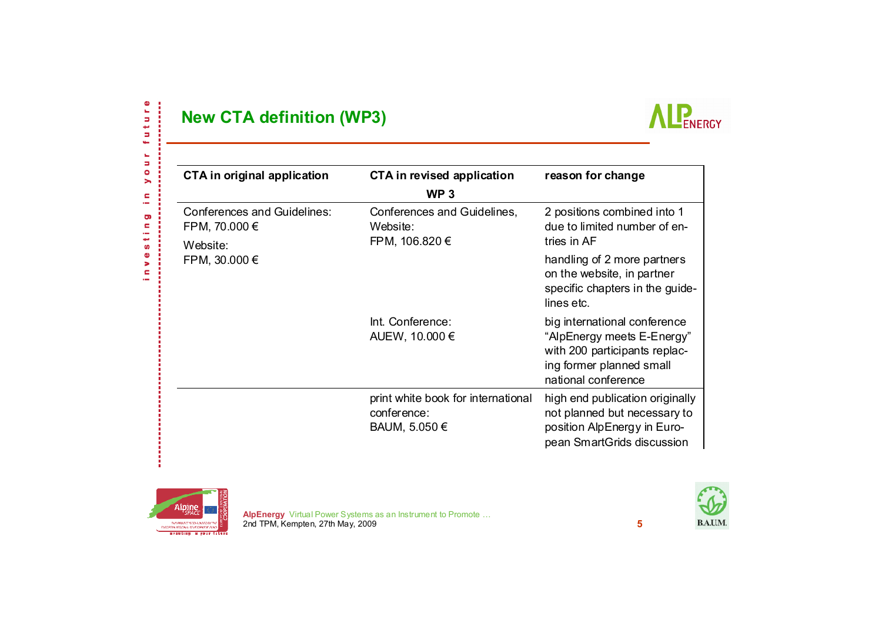## New CTA definition (WP3)

| CTA in original application | CTA in revised application WP 3 | reason for change |
|---|---|---|
| Conferences and Guidelines: FPM, 70.000 € Website: FPM, 30.000 € | Conferences and Guidelines, Website: FPM, 106.820 € | 2 positions combined into 1 due to limited number of entries in AF handling of 2 more partners on the website, in partner specific chapters in the guidelines etc. |
| | Int. Conference: AUEW, 10.000 € | big international conference "AlpEnergy meets E-Energy" with 200 participants replacing former planned small national conference |
| | print white book for international conference: BAUM, 5.050 € | high end publication originally not planned but necessary to position AlpEnergy in European SmartGrids discussion |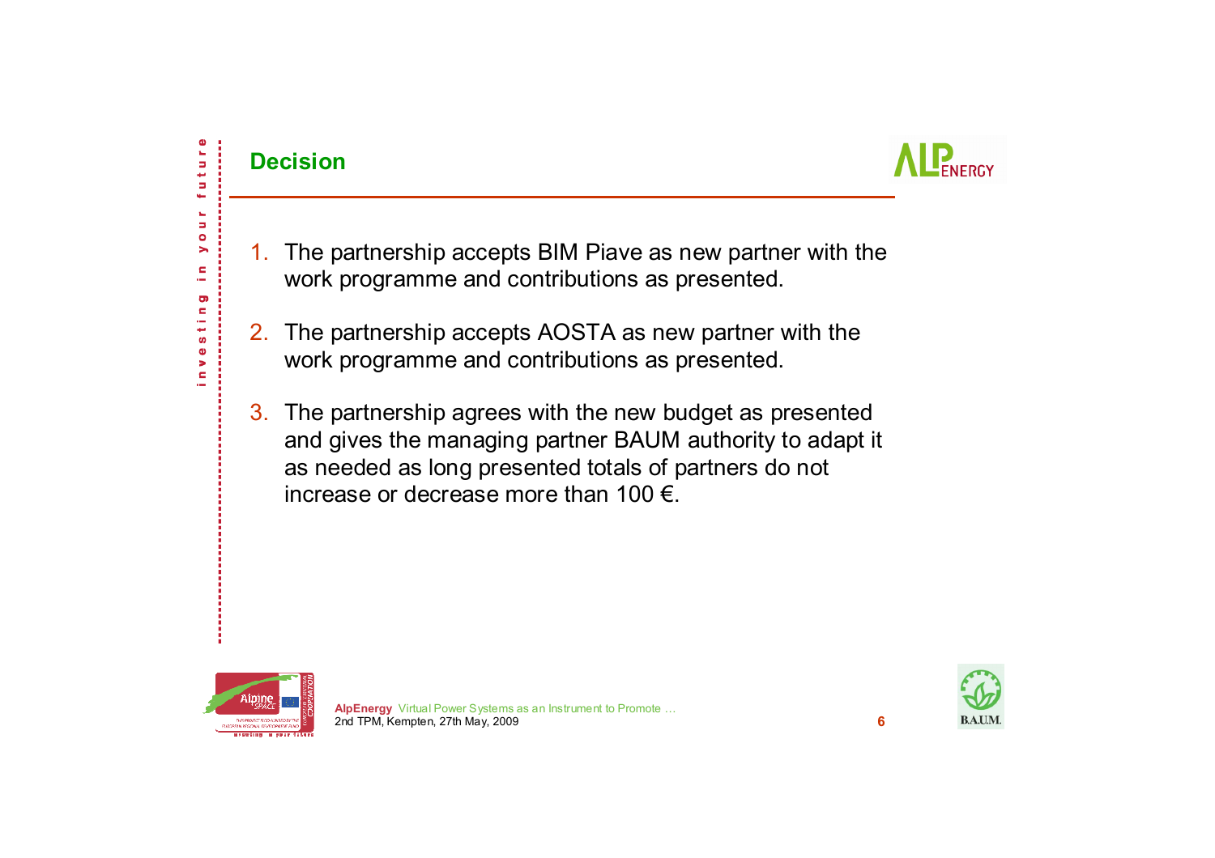## Decision

1. The partnership accepts BIM Piave as new partner with the work programme and contributions as presented.
2. The partnership accepts AOSTA as new partner with the work programme and contributions as presented.
3. The partnership agrees with the new budget as presented and gives the managing partner BAUM authority to adapt it as needed as long presented totals of partners do not increase or decrease more than 100 €.